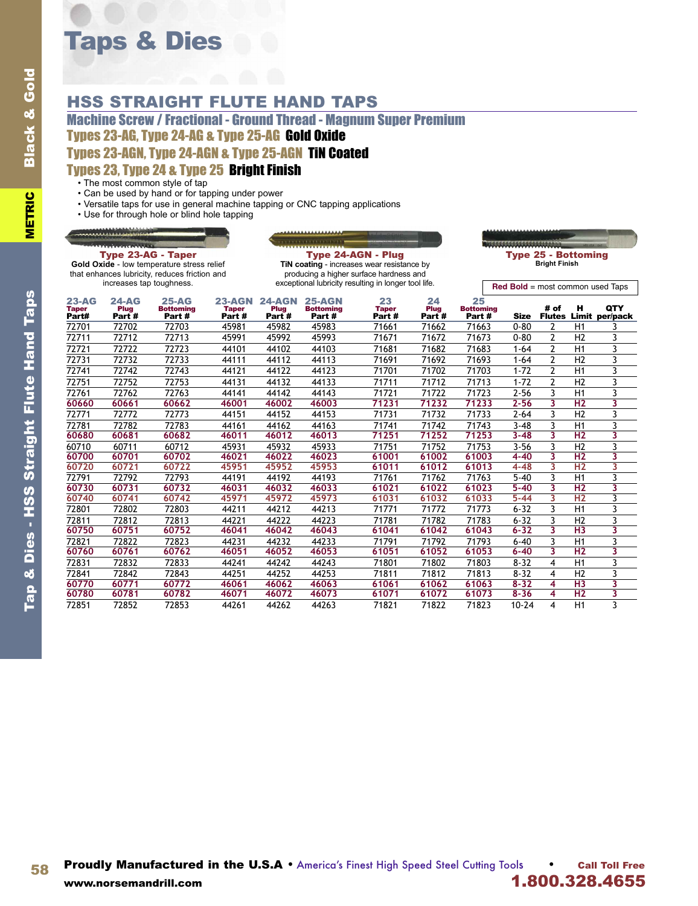# Taps & Dies

## HSS STRAIGHT FLUTE HAND TAPS

### Machine Screw / Fractional - Ground Thread - Magnum Super Premium

### Types 23-AG, Type 24-AG & Type 25-AG **Gold Oxide**

### Types 23-AGN, Type 24-AGN & Type 25-AGN **TiN Coated**

### Types 23, Type 24 & Type 25 **Bright Finish**

- The most common style of tap
- Can be used by hand or for tapping under power
- Versatile taps for use in general machine tapping or CNC tapping applications
- Use for through hole or blind hole tapping

**Type 23-AG - Taper**
**Gold Oxide** - low temperature stress relief that enhances lubricity, reduces friction and increases tap toughness.

**Type 24-AGN - Plug**
**TiN coating** - increases wear resistance by producing a higher surface hardness and exceptional lubricity resulting in longer tool life.

**Type 25 - Bottoming**
**Bright Finish**

**Red Bold** = most common used Taps

| 23-AG Taper Part# | 24-AG Plug Part # | 25-AG Bottoming Part # | 23-AGN Taper Part # | 24-AGN Plug Part # | 25-AGN Bottoming Part # | 23 Taper Part # | 24 Plug Part # | 25 Bottoming Part # | Size | # of Flutes | H Limit | QTY per/pack |
|---|---|---|---|---|---|---|---|---|---|---|---|---|
| 72701 | 72702 | 72703 | 45981 | 45982 | 45983 | 71661 | 71662 | 71663 | 0-80 | 2 | H1 | 3 |
| 72711 | 72712 | 72713 | 45991 | 45992 | 45993 | 71671 | 71672 | 71673 | 0-80 | 2 | H2 | 3 |
| 72721 | 72722 | 72723 | 44101 | 44102 | 44103 | 71681 | 71682 | 71683 | 1-64 | 2 | H1 | 3 |
| 72731 | 72732 | 72733 | 44111 | 44112 | 44113 | 71691 | 71692 | 71693 | 1-64 | 2 | H2 | 3 |
| 72741 | 72742 | 72743 | 44121 | 44122 | 44123 | 71701 | 71702 | 71703 | 1-72 | 2 | H1 | 3 |
| 72751 | 72752 | 72753 | 44131 | 44132 | 44133 | 71711 | 71712 | 71713 | 1-72 | 2 | H2 | 3 |
| 72761 | 72762 | 72763 | 44141 | 44142 | 44143 | 71721 | 71722 | 71723 | 2-56 | 3 | H1 | 3 |
| **60660** | **60661** | **60662** | **46001** | **46002** | **46003** | **71231** | **71232** | **71233** | **2-56** | **3** | **H2** | **3** |
| 72771 | 72772 | 72773 | 44151 | 44152 | 44153 | 71731 | 71732 | 71733 | 2-64 | 3 | H2 | 3 |
| 72781 | 72782 | 72783 | 44161 | 44162 | 44163 | 71741 | 71742 | 71743 | 3-48 | 3 | H1 | 3 |
| **60680** | **60681** | **60682** | **46011** | **46012** | **46013** | **71251** | **71252** | **71253** | **3-48** | **3** | **H2** | **3** |
| 60710 | 60711 | 60712 | 45931 | 45932 | 45933 | 71751 | 71752 | 71753 | 3-56 | 3 | H2 | 3 |
| **60700** | **60701** | **60702** | **46021** | **46022** | **46023** | **61001** | **61002** | **61003** | **4-40** | **3** | **H2** | **3** |
| **60720** | **60721** | **60722** | **45951** | **45952** | **45953** | **61011** | **61012** | **61013** | **4-48** | **3** | **H2** | **3** |
| 72791 | 72792 | 72793 | 44191 | 44192 | 44193 | 71761 | 71762 | 71763 | 5-40 | 3 | H1 | 3 |
| **60730** | **60731** | **60732** | **46031** | **46032** | **46033** | **61021** | **61022** | **61023** | **5-40** | **3** | **H2** | **3** |
| **60740** | **60741** | **60742** | **45971** | **45972** | **45973** | **61031** | **61032** | **61033** | **5-44** | **3** | **H2** | **3** |
| 72801 | 72802 | 72803 | 44211 | 44212 | 44213 | 71771 | 71772 | 71773 | 6-32 | 3 | H1 | 3 |
| 72811 | 72812 | 72813 | 44221 | 44222 | 44223 | 71781 | 71782 | 71783 | 6-32 | 3 | H2 | 3 |
| **60750** | **60751** | **60752** | **46041** | **46042** | **46043** | **61041** | **61042** | **61043** | **6-32** | **3** | **H3** | **3** |
| 72821 | 72822 | 72823 | 44231 | 44232 | 44233 | 71791 | 71792 | 71793 | 6-40 | 3 | H1 | 3 |
| **60760** | **60761** | **60762** | **46051** | **46052** | **46053** | **61051** | **61052** | **61053** | **6-40** | **3** | **H2** | **3** |
| 72831 | 72832 | 72833 | 44241 | 44242 | 44243 | 71801 | 71802 | 71803 | 8-32 | 4 | H1 | 3 |
| 72841 | 72842 | 72843 | 44251 | 44252 | 44253 | 71811 | 71812 | 71813 | 8-32 | 4 | H2 | 3 |
| **60770** | **60771** | **60772** | **46061** | **46062** | **46063** | **61061** | **61062** | **61063** | **8-32** | **4** | **H3** | **3** |
| **60780** | **60781** | **60782** | **46071** | **46072** | **46073** | **61071** | **61072** | **61073** | **8-36** | **4** | **H2** | **3** |
| 72851 | 72852 | 72853 | 44261 | 44262 | 44263 | 71821 | 71822 | 71823 | 10-24 | 4 | H1 | 3 |

**Proudly Manufactured in the U.S.A** • America's Finest High Speed Steel Cutting Tools • Call Toll Free **1.800.328.4655**

www.norsemandrill.com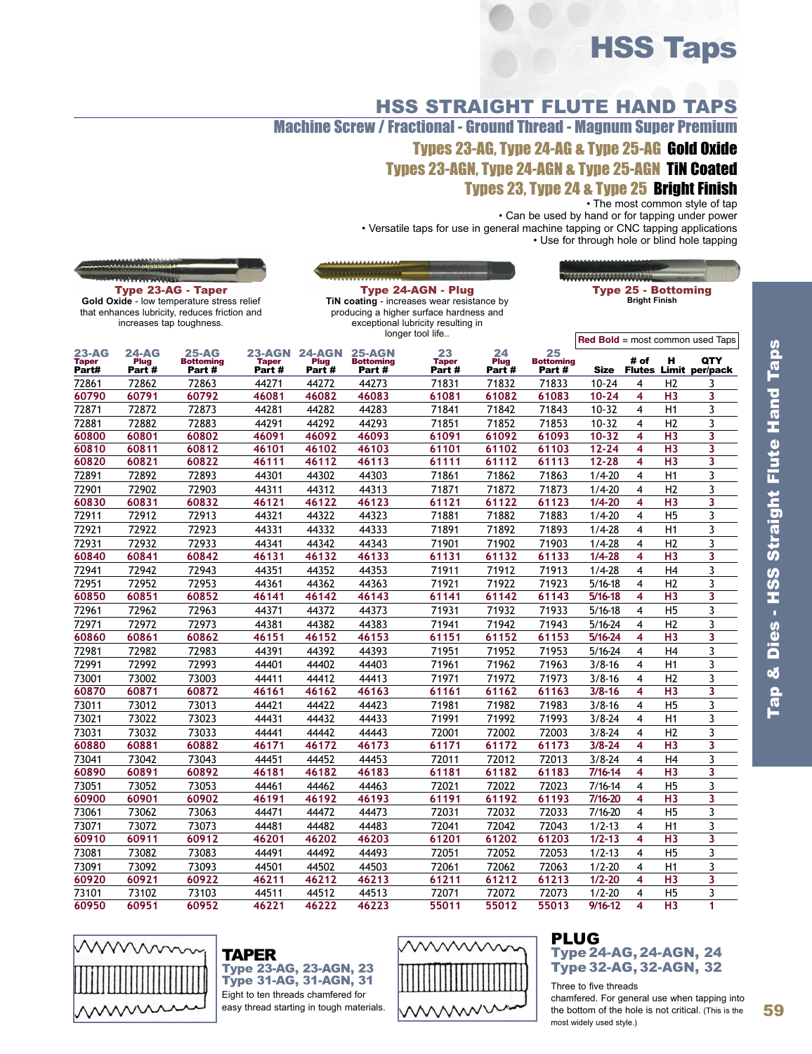# HSS Taps

## HSS STRAIGHT FLUTE HAND TAPS

### Machine Screw / Fractional - Ground Thread - Magnum Super Premium

**Types 23-AG, Type 24-AG & Type 25-AG Gold Oxide**

**Types 23-AGN, Type 24-AGN & Type 25-AGN TiN Coated**

**Types 23, Type 24 & Type 25 Bright Finish**

- The most common style of tap
- Can be used by hand or for tapping under power
- Versatile taps for use in general machine tapping or CNC tapping applications
- Use for through hole or blind hole tapping

**Type 23-AG - Taper**
**Gold Oxide** - low temperature stress relief that enhances lubricity, reduces friction and increases tap toughness.

**Type 24-AGN - Plug**
**TiN coating** - increases wear resistance by producing a higher surface hardness and exceptional lubricity resulting in longer tool life..

**Type 25 - Bottoming**
**Bright Finish**

**Red Bold** = most common used Taps

| 23-AG Taper Part# | 24-AG Plug Part # | 25-AG Bottoming Part # | 23-AGN Taper Part # | 24-AGN Plug Part # | 25-AGN Bottoming Part # | 23 Taper Part # | 24 Plug Part # | 25 Bottoming Part # | Size | # of Flutes | H Limit | QTY per/pack |
|---|---|---|---|---|---|---|---|---|---|---|---|---|
| 72861 | 72862 | 72863 | 44271 | 44272 | 44273 | 71831 | 71832 | 71833 | 10-24 | 4 | H2 | 3 |
| **60790** | **60791** | **60792** | **46081** | **46082** | **46083** | **61081** | **61082** | **61083** | **10-24** | **4** | **H3** | **3** |
| 72871 | 72872 | 72873 | 44281 | 44282 | 44283 | 71841 | 71842 | 71843 | 10-32 | 4 | H1 | 3 |
| 72881 | 72882 | 72883 | 44291 | 44292 | 44293 | 71851 | 71852 | 71853 | 10-32 | 4 | H2 | 3 |
| **60800** | **60801** | **60802** | **46091** | **46092** | **46093** | **61091** | **61092** | **61093** | **10-32** | **4** | **H3** | **3** |
| **60810** | **60811** | **60812** | **46101** | **46102** | **46103** | **61101** | **61102** | **61103** | **12-24** | **4** | **H3** | **3** |
| **60820** | **60821** | **60822** | **46111** | **46112** | **46113** | **61111** | **61112** | **61113** | **12-28** | **4** | **H3** | **3** |
| 72891 | 72892 | 72893 | 44301 | 44302 | 44303 | 71861 | 71862 | 71863 | 1/4-20 | 4 | H1 | 3 |
| 72901 | 72902 | 72903 | 44311 | 44312 | 44313 | 71871 | 71872 | 71873 | 1/4-20 | 4 | H2 | 3 |
| **60830** | **60831** | **60832** | **46121** | **46122** | **46123** | **61121** | **61122** | **61123** | **1/4-20** | **4** | **H3** | **3** |
| 72911 | 72912 | 72913 | 44321 | 44322 | 44323 | 71881 | 71882 | 71883 | 1/4-20 | 4 | H5 | 3 |
| 72921 | 72922 | 72923 | 44331 | 44332 | 44333 | 71891 | 71892 | 71893 | 1/4-28 | 4 | H1 | 3 |
| 72931 | 72932 | 72933 | 44341 | 44342 | 44343 | 71901 | 71902 | 71903 | 1/4-28 | 4 | H2 | 3 |
| **60840** | **60841** | **60842** | **46131** | **46132** | **46133** | **61131** | **61132** | **61133** | **1/4-28** | **4** | **H3** | **3** |
| 72941 | 72942 | 72943 | 44351 | 44352 | 44353 | 71911 | 71912 | 71913 | 1/4-28 | 4 | H4 | 3 |
| 72951 | 72952 | 72953 | 44361 | 44362 | 44363 | 71921 | 71922 | 71923 | 5/16-18 | 4 | H2 | 3 |
| **60850** | **60851** | **60852** | **46141** | **46142** | **46143** | **61141** | **61142** | **61143** | **5/16-18** | **4** | **H3** | **3** |
| 72961 | 72962 | 72963 | 44371 | 44372 | 44373 | 71931 | 71932 | 71933 | 5/16-18 | 4 | H5 | 3 |
| 72971 | 72972 | 72973 | 44381 | 44382 | 44383 | 71941 | 71942 | 71943 | 5/16-24 | 4 | H2 | 3 |
| **60860** | **60861** | **60862** | **46151** | **46152** | **46153** | **61151** | **61152** | **61153** | **5/16-24** | **4** | **H3** | **3** |
| 72981 | 72982 | 72983 | 44391 | 44392 | 44393 | 71951 | 71952 | 71953 | 5/16-24 | 4 | H4 | 3 |
| 72991 | 72992 | 72993 | 44401 | 44402 | 44403 | 71961 | 71962 | 71963 | 3/8-16 | 4 | H1 | 3 |
| 73001 | 73002 | 73003 | 44411 | 44412 | 44413 | 71971 | 71972 | 71973 | 3/8-16 | 4 | H2 | 3 |
| **60870** | **60871** | **60872** | **46161** | **46162** | **46163** | **61161** | **61162** | **61163** | **3/8-16** | **4** | **H3** | **3** |
| 73011 | 73012 | 73013 | 44421 | 44422 | 44423 | 71981 | 71982 | 71983 | 3/8-16 | 4 | H5 | 3 |
| 73021 | 73022 | 73023 | 44431 | 44432 | 44433 | 71991 | 71992 | 71993 | 3/8-24 | 4 | H1 | 3 |
| 73031 | 73032 | 73033 | 44441 | 44442 | 44443 | 72001 | 72002 | 72003 | 3/8-24 | 4 | H2 | 3 |
| **60880** | **60881** | **60882** | **46171** | **46172** | **46173** | **61171** | **61172** | **61173** | **3/8-24** | **4** | **H3** | **3** |
| 73041 | 73042 | 73043 | 44451 | 44452 | 44453 | 72011 | 72012 | 72013 | 3/8-24 | 4 | H4 | 3 |
| **60890** | **60891** | **60892** | **46181** | **46182** | **46183** | **61181** | **61182** | **61183** | **7/16-14** | **4** | **H3** | **3** |
| 73051 | 73052 | 73053 | 44461 | 44462 | 44463 | 72021 | 72022 | 72023 | 7/16-14 | 4 | H5 | 3 |
| **60900** | **60901** | **60902** | **46191** | **46192** | **46193** | **61191** | **61192** | **61193** | **7/16-20** | **4** | **H3** | **3** |
| 73061 | 73062 | 73063 | 44471 | 44472 | 44473 | 72031 | 72032 | 72033 | 7/16-20 | 4 | H5 | 3 |
| 73071 | 73072 | 73073 | 44481 | 44482 | 44483 | 72041 | 72042 | 72043 | 1/2-13 | 4 | H1 | 3 |
| **60910** | **60911** | **60912** | **46201** | **46202** | **46203** | **61201** | **61202** | **61203** | **1/2-13** | **4** | **H3** | **3** |
| 73081 | 73082 | 73083 | 44491 | 44492 | 44493 | 72051 | 72052 | 72053 | 1/2-13 | 4 | H5 | 3 |
| 73091 | 73092 | 73093 | 44501 | 44502 | 44503 | 72061 | 72062 | 72063 | 1/2-20 | 4 | H1 | 3 |
| **60920** | **60921** | **60922** | **46211** | **46212** | **46213** | **61211** | **61212** | **61213** | **1/2-20** | **4** | **H3** | **3** |
| 73101 | 73102 | 73103 | 44511 | 44512 | 44513 | 72071 | 72072 | 72073 | 1/2-20 | 4 | H5 | 3 |
| **60950** | **60951** | **60952** | **46221** | **46222** | **46223** | **55011** | **55012** | **55013** | **9/16-12** | **4** | **H3** | **1** |

### TAPER
**Type 23-AG, 23-AGN, 23**
**Type 31-AG, 31-AGN, 31**

Eight to ten threads chamfered for easy thread starting in tough materials.

### PLUG
**Type 24-AG, 24-AGN, 24**
**Type 32-AG, 32-AGN, 32**

Three to five threads chamfered. For general use when tapping into the bottom of the hole is not critical. (This is the most widely used style.)

Tap & Dies - HSS Straight Flute Hand Taps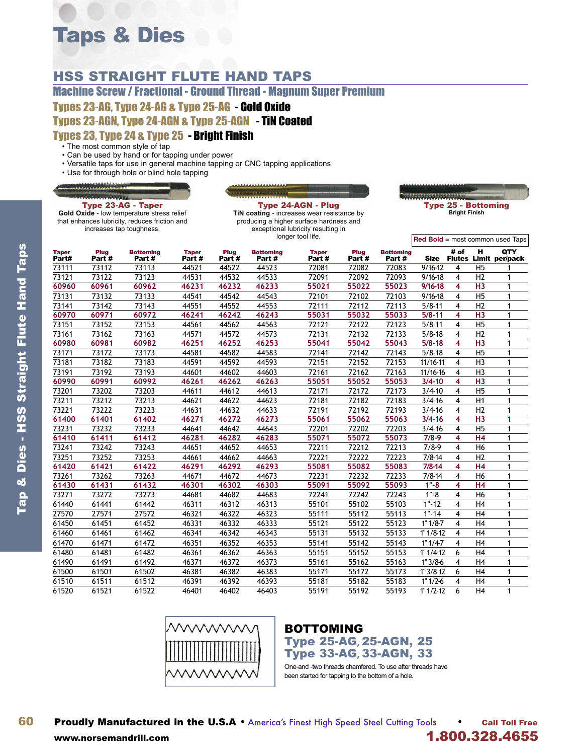# Taps & Dies

## HSS STRAIGHT FLUTE HAND TAPS

### Machine Screw / Fractional - Ground Thread - Magnum Super Premium

### Types 23-AG, Type 24-AG & Type 25-AG - Gold Oxide

### Types 23-AGN, Type 24-AGN & Type 25-AGN - TiN Coated

### Types 23, Type 24 & Type 25 - Bright Finish

- The most common style of tap
- Can be used by hand or for tapping under power
- Versatile taps for use in general machine tapping or CNC tapping applications
- Use for through hole or blind hole tapping

**Type 23-AG - Taper**
**Gold Oxide** - low temperature stress relief that enhances lubricity, reduces friction and increases tap toughness.

**Type 24-AGN - Plug**
**TiN coating** - increases wear resistance by producing a higher surface hardness and exceptional lubricity resulting in longer tool life.

**Type 25 - Bottoming**
**Bright Finish**

**Red Bold** = most common used Taps

| Taper Part# | Plug Part # | Bottoming Part # | Taper Part # | Plug Part # | Bottoming Part # | Taper Part # | Plug Part # | Bottoming Part # | Size | # of Flutes | H Limit | QTY per/pack |
|---|---|---|---|---|---|---|---|---|---|---|---|---|
| 73111 | 73112 | 73113 | 44521 | 44522 | 44523 | 72081 | 72082 | 72083 | 9/16-12 | 4 | H5 | 1 |
| 73121 | 73122 | 73123 | 44531 | 44532 | 44533 | 72091 | 72092 | 72093 | 9/16-18 | 4 | H2 | 1 |
| **60960** | **60961** | **60962** | **46231** | **46232** | **46233** | **55021** | **55022** | **55023** | **9/16-18** | **4** | **H3** | **1** |
| 73131 | 73132 | 73133 | 44541 | 44542 | 44543 | 72101 | 72102 | 72103 | 9/16-18 | 4 | H5 | 1 |
| 73141 | 73142 | 73143 | 44551 | 44552 | 44553 | 72111 | 72112 | 72113 | 5/8-11 | 4 | H2 | 1 |
| **60970** | **60971** | **60972** | **46241** | **46242** | **46243** | **55031** | **55032** | **55033** | **5/8-11** | **4** | **H3** | **1** |
| 73151 | 73152 | 73153 | 44561 | 44562 | 44563 | 72121 | 72122 | 72123 | 5/8-11 | 4 | H5 | 1 |
| 73161 | 73162 | 73163 | 44571 | 44572 | 44573 | 72131 | 72132 | 72133 | 5/8-18 | 4 | H2 | 1 |
| **60980** | **60981** | **60982** | **46251** | **46252** | **46253** | **55041** | **55042** | **55043** | **5/8-18** | **4** | **H3** | **1** |
| 73171 | 73172 | 73173 | 44581 | 44582 | 44583 | 72141 | 72142 | 72143 | 5/8-18 | 4 | H5 | 1 |
| 73181 | 73182 | 73183 | 44591 | 44592 | 44593 | 72151 | 72152 | 72153 | 11/16-11 | 4 | H3 | 1 |
| 73191 | 73192 | 73193 | 44601 | 44602 | 44603 | 72161 | 72162 | 72163 | 11/16-16 | 4 | H3 | 1 |
| **60990** | **60991** | **60992** | **46261** | **46262** | **46263** | **55051** | **55052** | **55053** | **3/4-10** | **4** | **H3** | **1** |
| 73201 | 73202 | 73203 | 44611 | 44612 | 44613 | 72171 | 72172 | 72173 | 3/4-10 | 4 | H5 | 1 |
| 73211 | 73212 | 73213 | 44621 | 44622 | 44623 | 72181 | 72182 | 72183 | 3/4-16 | 4 | H1 | 1 |
| 73221 | 73222 | 73223 | 44631 | 44632 | 44633 | 72191 | 72192 | 72193 | 3/4-16 | 4 | H2 | 1 |
| **61400** | **61401** | **61402** | **46271** | **46272** | **46273** | **55061** | **55062** | **55063** | **3/4-16** | **4** | **H3** | **1** |
| 73231 | 73232 | 73233 | 44641 | 44642 | 44643 | 72201 | 72202 | 72203 | 3/4-16 | 4 | H5 | 1 |
| **61410** | **61411** | **61412** | **46281** | **46282** | **46283** | **55071** | **55072** | **55073** | **7/8-9** | **4** | **H4** | **1** |
| 73241 | 73242 | 73243 | 44651 | 44652 | 44653 | 72211 | 72212 | 72213 | 7/8-9 | 4 | H6 | 1 |
| 73251 | 73252 | 73253 | 44661 | 44662 | 44663 | 72221 | 72222 | 72223 | 7/8-14 | 4 | H2 | 1 |
| **61420** | **61421** | **61422** | **46291** | **46292** | **46293** | **55081** | **55082** | **55083** | **7/8-14** | **4** | **H4** | **1** |
| 73261 | 73262 | 73263 | 44671 | 44672 | 44673 | 72231 | 72232 | 72233 | 7/8-14 | 4 | H6 | 1 |
| **61430** | **61431** | **61432** | **46301** | **46302** | **46303** | **55091** | **55092** | **55093** | **1"-8** | **4** | **H4** | **1** |
| 73271 | 73272 | 73273 | 44681 | 44682 | 44683 | 72241 | 72242 | 72243 | 1"-8 | 4 | H6 | 1 |
| 61440 | 61441 | 61442 | 46311 | 46312 | 46313 | 55101 | 55102 | 55103 | 1"-12 | 4 | H4 | 1 |
| 27570 | 27571 | 27572 | 46321 | 46322 | 46323 | 55111 | 55112 | 55113 | 1"-14 | 4 | H4 | 1 |
| 61450 | 61451 | 61452 | 46331 | 46332 | 46333 | 55121 | 55122 | 55123 | 1" 1/8-7 | 4 | H4 | 1 |
| 61460 | 61461 | 61462 | 46341 | 46342 | 46343 | 55131 | 55132 | 55133 | 1" 1/8-12 | 4 | H4 | 1 |
| 61470 | 61471 | 61472 | 46351 | 46352 | 46353 | 55141 | 55142 | 55143 | 1" 1/4-7 | 4 | H4 | 1 |
| 61480 | 61481 | 61482 | 46361 | 46362 | 46363 | 55151 | 55152 | 55153 | 1" 1/4-12 | 6 | H4 | 1 |
| 61490 | 61491 | 61492 | 46371 | 46372 | 46373 | 55161 | 55162 | 55163 | 1" 3/8-6 | 4 | H4 | 1 |
| 61500 | 61501 | 61502 | 46381 | 46382 | 46383 | 55171 | 55172 | 55173 | 1" 3/8-12 | 6 | H4 | 1 |
| 61510 | 61511 | 61512 | 46391 | 46392 | 46393 | 55181 | 55182 | 55183 | 1" 1/2-6 | 4 | H4 | 1 |
| 61520 | 61521 | 61522 | 46401 | 46402 | 46403 | 55191 | 55192 | 55193 | 1" 1/2-12 | 6 | H4 | 1 |

## BOTTOMING

### Type 25-AG, 25-AGN, 25
### Type 33-AG, 33-AGN, 33

One-and -two threads chamfered. To use after threads have been started for tapping to the bottom of a hole.

**Proudly Manufactured in the U.S.A** • America's Finest High Speed Steel Cutting Tools • **Call Toll Free 1.800.328.4655**

www.norsemandrill.com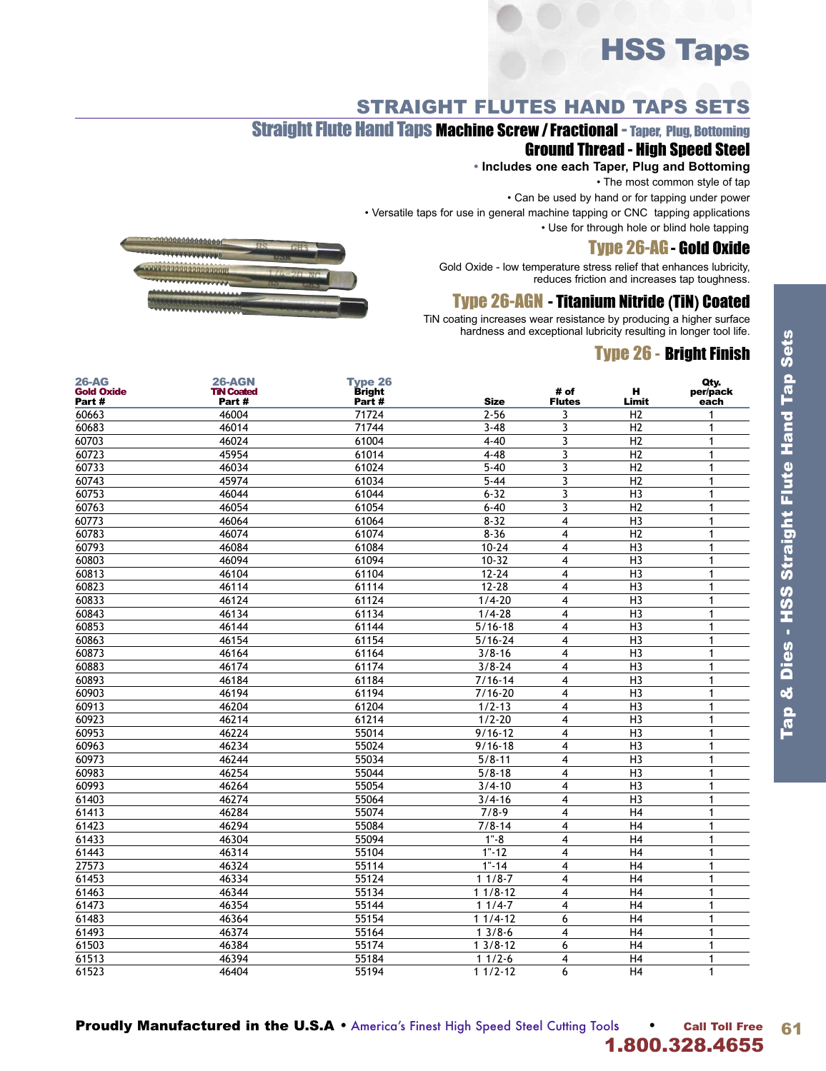# HSS Taps

## STRAIGHT FLUTES HAND TAPS SETS

### Straight Flute Hand Taps Machine Screw / Fractional - Taper, Plug, Bottoming

### Ground Thread - High Speed Steel

- **Includes one each Taper, Plug and Bottoming**
- The most common style of tap
- Can be used by hand or for tapping under power
- Versatile taps for use in general machine tapping or CNC tapping applications
- Use for through hole or blind hole tapping

### Type 26-AG - Gold Oxide

Gold Oxide - low temperature stress relief that enhances lubricity, reduces friction and increases tap toughness.

### Type 26-AGN - Titanium Nitride (TiN) Coated

TiN coating increases wear resistance by producing a higher surface hardness and exceptional lubricity resulting in longer tool life.

### Type 26 - Bright Finish

| 26-AG Gold Oxide Part # | 26-AGN TiN Coated Part # | Type 26 Bright Part # | Size | # of Flutes | H Limit | Qty. per/pack each |
|---|---|---|---|---|---|---|
| 60663 | 46004 | 71724 | 2-56 | 3 | H2 | 1 |
| 60683 | 46014 | 71744 | 3-48 | 3 | H2 | 1 |
| 60703 | 46024 | 61004 | 4-40 | 3 | H2 | 1 |
| 60723 | 45954 | 61014 | 4-48 | 3 | H2 | 1 |
| 60733 | 46034 | 61024 | 5-40 | 3 | H2 | 1 |
| 60743 | 45974 | 61034 | 5-44 | 3 | H2 | 1 |
| 60753 | 46044 | 61044 | 6-32 | 3 | H3 | 1 |
| 60763 | 46054 | 61054 | 6-40 | 3 | H2 | 1 |
| 60773 | 46064 | 61064 | 8-32 | 4 | H3 | 1 |
| 60783 | 46074 | 61074 | 8-36 | 4 | H2 | 1 |
| 60793 | 46084 | 61084 | 10-24 | 4 | H3 | 1 |
| 60803 | 46094 | 61094 | 10-32 | 4 | H3 | 1 |
| 60813 | 46104 | 61104 | 12-24 | 4 | H3 | 1 |
| 60823 | 46114 | 61114 | 12-28 | 4 | H3 | 1 |
| 60833 | 46124 | 61124 | 1/4-20 | 4 | H3 | 1 |
| 60843 | 46134 | 61134 | 1/4-28 | 4 | H3 | 1 |
| 60853 | 46144 | 61144 | 5/16-18 | 4 | H3 | 1 |
| 60863 | 46154 | 61154 | 5/16-24 | 4 | H3 | 1 |
| 60873 | 46164 | 61164 | 3/8-16 | 4 | H3 | 1 |
| 60883 | 46174 | 61174 | 3/8-24 | 4 | H3 | 1 |
| 60893 | 46184 | 61184 | 7/16-14 | 4 | H3 | 1 |
| 60903 | 46194 | 61194 | 7/16-20 | 4 | H3 | 1 |
| 60913 | 46204 | 61204 | 1/2-13 | 4 | H3 | 1 |
| 60923 | 46214 | 61214 | 1/2-20 | 4 | H3 | 1 |
| 60953 | 46224 | 55014 | 9/16-12 | 4 | H3 | 1 |
| 60963 | 46234 | 55024 | 9/16-18 | 4 | H3 | 1 |
| 60973 | 46244 | 55034 | 5/8-11 | 4 | H3 | 1 |
| 60983 | 46254 | 55044 | 5/8-18 | 4 | H3 | 1 |
| 60993 | 46264 | 55054 | 3/4-10 | 4 | H3 | 1 |
| 61403 | 46274 | 55064 | 3/4-16 | 4 | H3 | 1 |
| 61413 | 46284 | 55074 | 7/8-9 | 4 | H4 | 1 |
| 61423 | 46294 | 55084 | 7/8-14 | 4 | H4 | 1 |
| 61433 | 46304 | 55094 | 1"-8 | 4 | H4 | 1 |
| 61443 | 46314 | 55104 | 1"-12 | 4 | H4 | 1 |
| 27573 | 46324 | 55114 | 1"-14 | 4 | H4 | 1 |
| 61453 | 46334 | 55124 | 1 1/8-7 | 4 | H4 | 1 |
| 61463 | 46344 | 55134 | 1 1/8-12 | 4 | H4 | 1 |
| 61473 | 46354 | 55144 | 1 1/4-7 | 4 | H4 | 1 |
| 61483 | 46364 | 55154 | 1 1/4-12 | 6 | H4 | 1 |
| 61493 | 46374 | 55164 | 1 3/8-6 | 4 | H4 | 1 |
| 61503 | 46384 | 55174 | 1 3/8-12 | 6 | H4 | 1 |
| 61513 | 46394 | 55184 | 1 1/2-6 | 4 | H4 | 1 |
| 61523 | 46404 | 55194 | 1 1/2-12 | 6 | H4 | 1 |